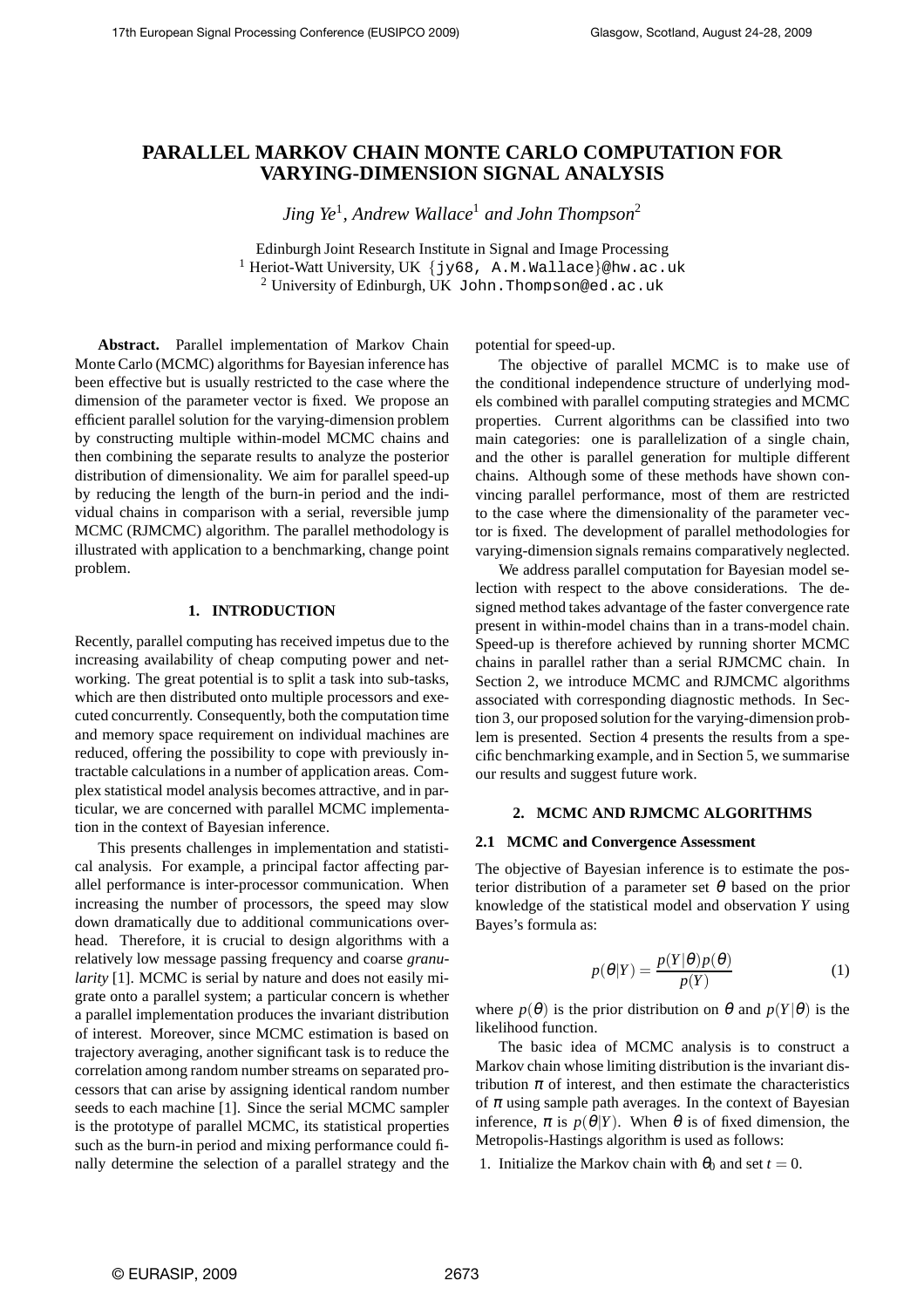# PARALLEL MARKOV CHAIN MONTE CARLO COMPUTATION FOR VARYING-DIMENSION SIGNAL ANALYSIS

*Jing Ye*[1], *Andrew Wallace*[1] *and John Thompson*[2]

Edinburgh Joint Research Institute in Signal and Image Processing
[1] Heriot-Watt University, UK {jy68, A.M.Wallace}@hw.ac.uk
[2] University of Edinburgh, UK John.Thompson@ed.ac.uk

**Abstract.** Parallel implementation of Markov Chain Monte Carlo (MCMC) algorithms for Bayesian inference has been effective but is usually restricted to the case where the dimension of the parameter vector is fixed. We propose an efficient parallel solution for the varying-dimension problem by constructing multiple within-model MCMC chains and then combining the separate results to analyze the posterior distribution of dimensionality. We aim for parallel speed-up by reducing the length of the burn-in period and the individual chains in comparison with a serial, reversible jump MCMC (RJMCMC) algorithm. The parallel methodology is illustrated with application to a benchmarking, change point problem.

## 1. INTRODUCTION

Recently, parallel computing has received impetus due to the increasing availability of cheap computing power and networking. The great potential is to split a task into sub-tasks, which are then distributed onto multiple processors and executed concurrently. Consequently, both the computation time and memory space requirement on individual machines are reduced, offering the possibility to cope with previously intractable calculations in a number of application areas. Complex statistical model analysis becomes attractive, and in particular, we are concerned with parallel MCMC implementation in the context of Bayesian inference.

This presents challenges in implementation and statistical analysis. For example, a principal factor affecting parallel performance is inter-processor communication. When increasing the number of processors, the speed may slow down dramatically due to additional communications overhead. Therefore, it is crucial to design algorithms with a relatively low message passing frequency and coarse *granularity* [1]. MCMC is serial by nature and does not easily migrate onto a parallel system; a particular concern is whether a parallel implementation produces the invariant distribution of interest. Moreover, since MCMC estimation is based on trajectory averaging, another significant task is to reduce the correlation among random number streams on separated processors that can arise by assigning identical random number seeds to each machine [1]. Since the serial MCMC sampler is the prototype of parallel MCMC, its statistical properties such as the burn-in period and mixing performance could finally determine the selection of a parallel strategy and the potential for speed-up.

The objective of parallel MCMC is to make use of the conditional independence structure of underlying models combined with parallel computing strategies and MCMC properties. Current algorithms can be classified into two main categories: one is parallelization of a single chain, and the other is parallel generation for multiple different chains. Although some of these methods have shown convincing parallel performance, most of them are restricted to the case where the dimensionality of the parameter vector is fixed. The development of parallel methodologies for varying-dimension signals remains comparatively neglected.

We address parallel computation for Bayesian model selection with respect to the above considerations. The designed method takes advantage of the faster convergence rate present in within-model chains than in a trans-model chain. Speed-up is therefore achieved by running shorter MCMC chains in parallel rather than a serial RJMCMC chain. In Section 2, we introduce MCMC and RJMCMC algorithms associated with corresponding diagnostic methods. In Section 3, our proposed solution for the varying-dimension problem is presented. Section 4 presents the results from a specific benchmarking example, and in Section 5, we summarise our results and suggest future work.

## 2. MCMC AND RJMCMC ALGORITHMS

### 2.1 MCMC and Convergence Assessment

The objective of Bayesian inference is to estimate the posterior distribution of a parameter set $\theta$ based on the prior knowledge of the statistical model and observation $Y$ using Bayes's formula as:

$$p(\theta|Y) = \frac{p(Y|\theta)p(\theta)}{p(Y)} \tag{1}$$

where $p(\theta)$ is the prior distribution on $\theta$ and $p(Y|\theta)$ is the likelihood function.

The basic idea of MCMC analysis is to construct a Markov chain whose limiting distribution is the invariant distribution $\pi$ of interest, and then estimate the characteristics of $\pi$ using sample path averages. In the context of Bayesian inference, $\pi$ is $p(\theta|Y)$. When $\theta$ is of fixed dimension, the Metropolis-Hastings algorithm is used as follows:

1. Initialize the Markov chain with $\theta_0$ and set $t = 0$.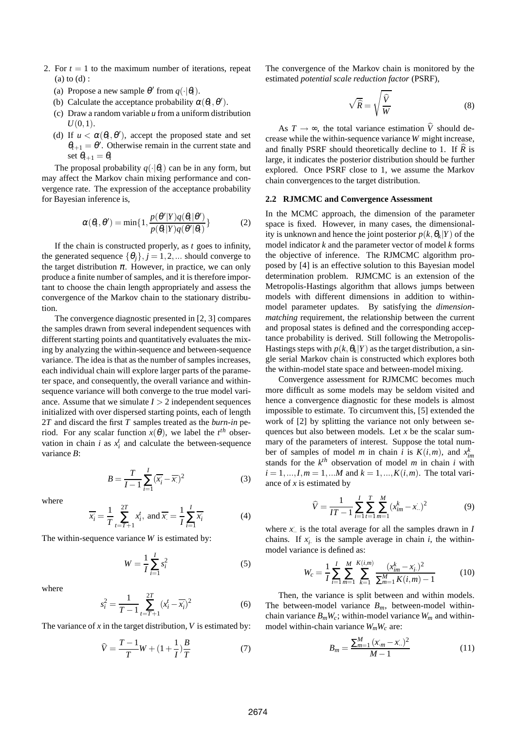2. For $t = 1$ to the maximum number of iterations, repeat (a) to (d) :
   (a) Propose a new sample $\theta'$ from $q(\cdot|\theta_t)$.
   (b) Calculate the acceptance probability $\alpha(\theta_t, \theta')$.
   (c) Draw a random variable $u$ from a uniform distribution $U(0,1)$.
   (d) If $u < \alpha(\theta_t, \theta')$, accept the proposed state and set $\theta_{t+1} = \theta'$. Otherwise remain in the current state and set $\theta_{t+1} = \theta_t$

The proposal probability $q(\cdot|\theta_t)$ can be in any form, but may affect the Markov chain mixing performance and convergence rate. The expression of the acceptance probability for Bayesian inference is,

$$\alpha(\theta_t, \theta') = \min\{1, \frac{p(\theta'|Y)q(\theta_t|\theta')}{p(\theta_t|Y)q(\theta'|\theta_t)}\} \tag{2}$$

If the chain is constructed properly, as $t$ goes to infinity, the generated sequence $\{\theta_j\}, j = 1, 2, ...$ should converge to the target distribution $\pi$. However, in practice, we can only produce a finite number of samples, and it is therefore important to choose the chain length appropriately and assess the convergence of the Markov chain to the stationary distribution.

The convergence diagnostic presented in [2, 3] compares the samples drawn from several independent sequences with different starting points and quantitatively evaluates the mixing by analyzing the within-sequence and between-sequence variance. The idea is that as the number of samples increases, each individual chain will explore larger parts of the parameter space, and consequently, the overall variance and within-sequence variance will both converge to the true model variance. Assume that we simulate $I > 2$ independent sequences initialized with over dispersed starting points, each of length $2T$ and discard the first $T$ samples treated as the *burn-in* period. For any scalar function $x(\theta)$, we label the $t^{th}$ observation in chain $i$ as $x_i^t$ and calculate the between-sequence variance $B$:

$$B = \frac{T}{I-1} \sum_{i=1}^{I} (\overline{x_i^{\cdot}} - \overline{x_{\cdot}^{\cdot}})^2 \tag{3}$$

where

$$\overline{x_i^{\cdot}} = \frac{1}{T} \sum_{t=T+1}^{2T} x_i^t, \text{ and } \overline{x_{\cdot}^{\cdot}} = \frac{1}{I} \sum_{i=1}^{I} \overline{x_i^{\cdot}} \tag{4}$$

The within-sequence variance $W$ is estimated by:

$$W = \frac{1}{I} \sum_{i=1}^{I} s_i^2 \tag{5}$$

where

$$s_i^2 = \frac{1}{T-1} \sum_{t=T+1}^{2T} (x_i^t - \overline{x_i^{\cdot}})^2 \tag{6}$$

The variance of $x$ in the target distribution, $V$ is estimated by:

$$\widehat{V} = \frac{T-1}{T} W + (1 + \frac{1}{I}) \frac{B}{T} \tag{7}$$

The convergence of the Markov chain is monitored by the estimated *potential scale reduction factor* (PSRF),

$$\sqrt{\widehat{R}} = \sqrt{\frac{\widehat{V}}{W}} \tag{8}$$

As $T \to \infty$, the total variance estimation $\widehat{V}$ should decrease while the within-sequence variance $W$ might increase, and finally PSRF should theoretically decline to 1. If $\widehat{R}$ is large, it indicates the posterior distribution should be further explored. Once PSRF close to 1, we assume the Markov chain convergences to the target distribution.

### 2.2 RJMCMC and Convergence Assessment

In the MCMC approach, the dimension of the parameter space is fixed. However, in many cases, the dimensionality is unknown and hence the joint posterior $p(k, \theta_k|Y)$ of the model indicator $k$ and the parameter vector of model $k$ forms the objective of inference. The RJMCMC algorithm proposed by [4] is an effective solution to this Bayesian model determination problem. RJMCMC is an extension of the Metropolis-Hastings algorithm that allows jumps between models with different dimensions in addition to within-model parameter updates. By satisfying the *dimension-matching* requirement, the relationship between the current and proposal states is defined and the corresponding acceptance probability is derived. Still following the Metropolis-Hastings steps with $p(k, \theta_k|Y)$ as the target distribution, a single serial Markov chain is constructed which explores both the within-model state space and between-model mixing.

Convergence assessment for RJMCMC becomes much more difficult as some models may be seldom visited and hence a convergence diagnostic for these models is almost impossible to estimate. To circumvent this, [5] extended the work of [2] by splitting the variance not only between sequences but also between models. Let $x$ be the scalar summary of the parameters of interest. Suppose the total number of samples of model $m$ in chain $i$ is $K(i,m)$, and $x_{im}^k$ stands for the $k^{th}$ observation of model $m$ in chain $i$ with $i = 1, ..., I, m = 1, ...M$ and $k = 1, ..., K(i,m)$. The total variance of $x$ is estimated by

$$\widehat{V} = \frac{1}{IT-1} \sum_{i=1}^{I} \sum_{t=1}^{T} \sum_{m=1}^{M} (x_{im}^k - x_{\cdot\cdot}^{\cdot})^2 \tag{9}$$

where $x_{\cdot\cdot}^{\cdot}$ is the total average for all the samples drawn in $I$ chains. If $x_{i\cdot}^{\cdot}$ is the sample average in chain $i$, the within-model variance is defined as:

$$W_c = \frac{1}{I} \sum_{i=1}^{I} \sum_{m=1}^{M} \sum_{k=1}^{K(i,m)} \frac{(x_{im}^k - x_{i\cdot}^{\cdot})^2}{\sum_{m=1}^{M} K(i,m) - 1} \tag{10}$$

Then, the variance is split between and within models. The between-model variance $B_m$, between-model within-chain variance $B_m W_c$; within-model variance $W_m$ and within-model within-chain variance $W_m W_c$ are:

$$B_m = \frac{\sum_{m=1}^{M} (x_{\cdot m}^{\cdot} - x_{\cdot\cdot}^{\cdot})^2}{M-1} \tag{11}$$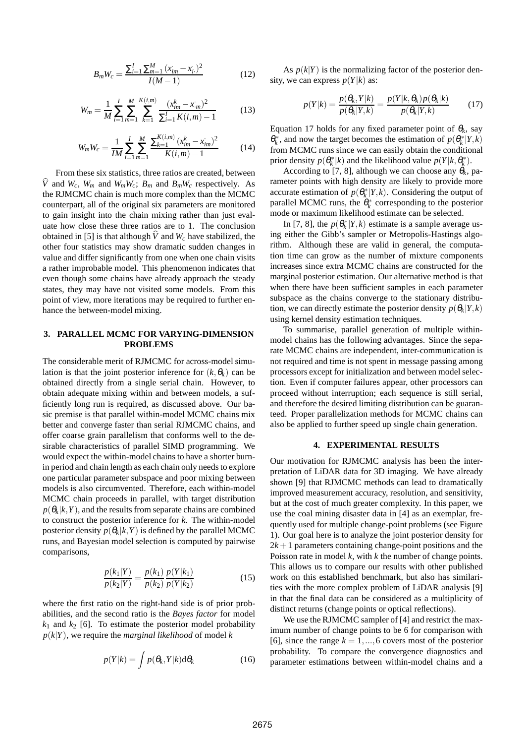$$B_m W_c = \frac{\sum_{i=1}^{I} \sum_{m=1}^{M} (x_{im}^{\cdot} - x_{i\cdot}^{\cdot})^2}{I(M-1)} \tag{12}$$

$$W_m = \frac{1}{M} \sum_{i=1}^{I} \sum_{m=1}^{M} \sum_{k=1}^{K(i,m)} \frac{(x_{im}^{k} - x_{\cdot m}^{\cdot})^2}{\sum_{i=1}^{I} K(i,m) - 1} \tag{13}$$

$$W_m W_c = \frac{1}{IM} \sum_{i=1}^{I} \sum_{m=1}^{M} \frac{\sum_{k=1}^{K(i,m)} (x_{im}^{k} - x_{im}^{\cdot})^2}{K(i,m) - 1} \tag{14}$$

From these six statistics, three ratios are created, between $\widehat{V}$ and $W_c$, $W_m$ and $W_m W_c$; $B_m$ and $B_m W_c$ respectively. As the RJMCMC chain is much more complex than the MCMC counterpart, all of the original six parameters are monitored to gain insight into the chain mixing rather than just evaluate how close these three ratios are to 1. The conclusion obtained in [5] is that although $\widehat{V}$ and $W_c$ have stabilized, the other four statistics may show dramatic sudden changes in value and differ significantly from one when one chain visits a rather improbable model. This phenomenon indicates that even though some chains have already approach the steady states, they may have not visited some models. From this point of view, more iterations may be required to further enhance the between-model mixing.

## 3. PARALLEL MCMC FOR VARYING-DIMENSION PROBLEMS

The considerable merit of RJMCMC for across-model simulation is that the joint posterior inference for $(k, \theta_k)$ can be obtained directly from a single serial chain. However, to obtain adequate mixing within and between models, a sufficiently long run is required, as discussed above. Our basic premise is that parallel within-model MCMC chains mix better and converge faster than serial RJMCMC chains, and offer coarse grain parallelism that conforms well to the desirable characteristics of parallel SIMD programming. We would expect the within-model chains to have a shorter burn-in period and chain length as each chain only needs to explore one particular parameter subspace and poor mixing between models is also circumvented. Therefore, each within-model MCMC chain proceeds in parallel, with target distribution $p(\theta_k|k,Y)$, and the results from separate chains are combined to construct the posterior inference for $k$. The within-model posterior density $p(\theta_k|k,Y)$ is defined by the parallel MCMC runs, and Bayesian model selection is computed by pairwise comparisons,

$$\frac{p(k_1|Y)}{p(k_2|Y)} = \frac{p(k_1)}{p(k_2)} \frac{p(Y|k_1)}{p(Y|k_2)} \tag{15}$$

where the first ratio on the right-hand side is of prior probabilities, and the second ratio is the *Bayes factor* for model $k_1$ and $k_2$ [6]. To estimate the posterior model probability $p(k|Y)$, we require the *marginal likelihood* of model $k$

$$p(Y|k) = \int p(\theta_k, Y|k) \mathrm{d}\theta_k \tag{16}$$

As $p(k|Y)$ is the normalizing factor of the posterior density, we can express $p(Y|k)$ as:

$$p(Y|k) = \frac{p(\theta_k, Y|k)}{p(\theta_k|Y,k)} = \frac{p(Y|k,\theta_k)p(\theta_k|k)}{p(\theta_k|Y,k)} \tag{17}$$

Equation 17 holds for any fixed parameter point of $\theta_k$, say $\theta_k^*$, and now the target becomes the estimation of $p(\theta_k^*|Y,k)$ from MCMC runs since we can easily obtain the conditional prior density $p(\theta_k^*|k)$ and the likelihood value $p(Y|k,\theta_k^*)$.

According to [7, 8], although we can choose any $\theta_k$, parameter points with high density are likely to provide more accurate estimation of $p(\theta_k^*|Y,k)$. Considering the output of parallel MCMC runs, the $\theta_k^*$ corresponding to the posterior mode or maximum likelihood estimate can be selected.

In [7, 8], the $p(\theta_k^*|Y,k)$ estimate is a sample average using either the Gibb's sampler or Metropolis-Hastings algorithm. Although these are valid in general, the computation time can grow as the number of mixture components increases since extra MCMC chains are constructed for the marginal posterior estimation. Our alternative method is that when there have been sufficient samples in each parameter subspace as the chains converge to the stationary distribution, we can directly estimate the posterior density $p(\theta_k|Y,k)$ using kernel density estimation techniques.

To summarise, parallel generation of multiple within-model chains has the following advantages. Since the separate MCMC chains are independent, inter-communication is not required and time is not spent in message passing among processors except for initialization and between model selection. Even if computer failures appear, other processors can proceed without interruption; each sequence is still serial, and therefore the desired limiting distribution can be guaranteed. Proper parallelization methods for MCMC chains can also be applied to further speed up single chain generation.

## 4. EXPERIMENTAL RESULTS

Our motivation for RJMCMC analysis has been the interpretation of LiDAR data for 3D imaging. We have already shown [9] that RJMCMC methods can lead to dramatically improved measurement accuracy, resolution, and sensitivity, but at the cost of much greater complexity. In this paper, we use the coal mining disaster data in [4] as an exemplar, frequently used for multiple change-point problems (see Figure 1). Our goal here is to analyze the joint posterior density for $2k+1$ parameters containing change-point positions and the Poisson rate in model $k$, with $k$ the number of change points. This allows us to compare our results with other published work on this established benchmark, but also has similarities with the more complex problem of LiDAR analysis [9] in that the final data can be considered as a multiplicity of distinct returns (change points or optical reflections).

We use the RJMCMC sampler of [4] and restrict the maximum number of change points to be 6 for comparison with [6], since the range $k = 1, \ldots, 6$ covers most of the posterior probability. To compare the convergence diagnostics and parameter estimations between within-model chains and a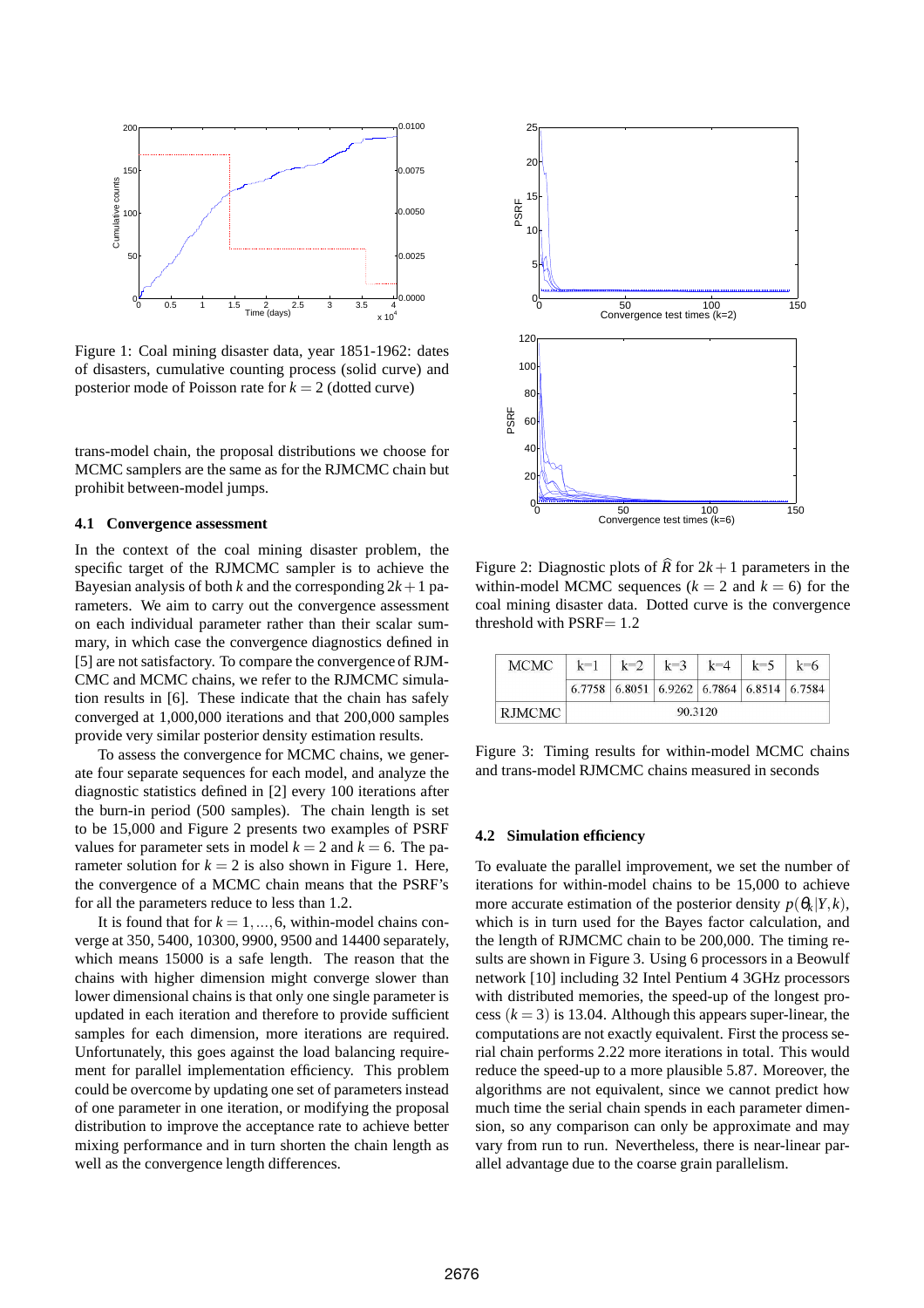Figure 1: Coal mining disaster data, year 1851-1962: dates of disasters, cumulative counting process (solid curve) and posterior mode of Poisson rate for $k = 2$ (dotted curve)

trans-model chain, the proposal distributions we choose for MCMC samplers are the same as for the RJMCMC chain but prohibit between-model jumps.

### 4.1 Convergence assessment

In the context of the coal mining disaster problem, the specific target of the RJMCMC sampler is to achieve the Bayesian analysis of both $k$ and the corresponding $2k+1$ parameters. We aim to carry out the convergence assessment on each individual parameter rather than their scalar summary, in which case the convergence diagnostics defined in [5] are not satisfactory. To compare the convergence of RJMCMC and MCMC chains, we refer to the RJMCMC simulation results in [6]. These indicate that the chain has safely converged at 1,000,000 iterations and that 200,000 samples provide very similar posterior density estimation results.

To assess the convergence for MCMC chains, we generate four separate sequences for each model, and analyze the diagnostic statistics defined in [2] every 100 iterations after the burn-in period (500 samples). The chain length is set to be 15,000 and Figure 2 presents two examples of PSRF values for parameter sets in model $k = 2$ and $k = 6$. The parameter solution for $k = 2$ is also shown in Figure 1. Here, the convergence of a MCMC chain means that the PSRF's for all the parameters reduce to less than 1.2.

It is found that for $k = 1, \ldots, 6$, within-model chains converge at 350, 5400, 10300, 9900, 9500 and 14400 separately, which means 15000 is a safe length. The reason that the chains with higher dimension might converge slower than lower dimensional chains is that only one single parameter is updated in each iteration and therefore to provide sufficient samples for each dimension, more iterations are required. Unfortunately, this goes against the load balancing requirement for parallel implementation efficiency. This problem could be overcome by updating one set of parameters instead of one parameter in one iteration, or modifying the proposal distribution to improve the acceptance rate to achieve better mixing performance and in turn shorten the chain length as well as the convergence length differences.

Figure 2: Diagnostic plots of $\widehat{R}$ for $2k+1$ parameters in the within-model MCMC sequences ($k = 2$ and $k = 6$) for the coal mining disaster data. Dotted curve is the convergence threshold with PSRF$= 1.2$

| MCMC | k=1 | k=2 | k=3 | k=4 | k=5 | k=6 |
|---|---|---|---|---|---|---|
| | 6.7758 | 6.8051 | 6.9262 | 6.7864 | 6.8514 | 6.7584 |
| RJMCMC | 90.3120 | | | | | |

Figure 3: Timing results for within-model MCMC chains and trans-model RJMCMC chains measured in seconds

### 4.2 Simulation efficiency

To evaluate the parallel improvement, we set the number of iterations for within-model chains to be 15,000 to achieve more accurate estimation of the posterior density $p(\theta_k|Y,k)$, which is in turn used for the Bayes factor calculation, and the length of RJMCMC chain to be 200,000. The timing results are shown in Figure 3. Using 6 processors in a Beowulf network [10] including 32 Intel Pentium 4 3GHz processors with distributed memories, the speed-up of the longest process ($k = 3$) is 13.04. Although this appears super-linear, the computations are not exactly equivalent. First the process serial chain performs 2.22 more iterations in total. This would reduce the speed-up to a more plausible 5.87. Moreover, the algorithms are not equivalent, since we cannot predict how much time the serial chain spends in each parameter dimension, so any comparison can only be approximate and may vary from run to run. Nevertheless, there is near-linear parallel advantage due to the coarse grain parallelism.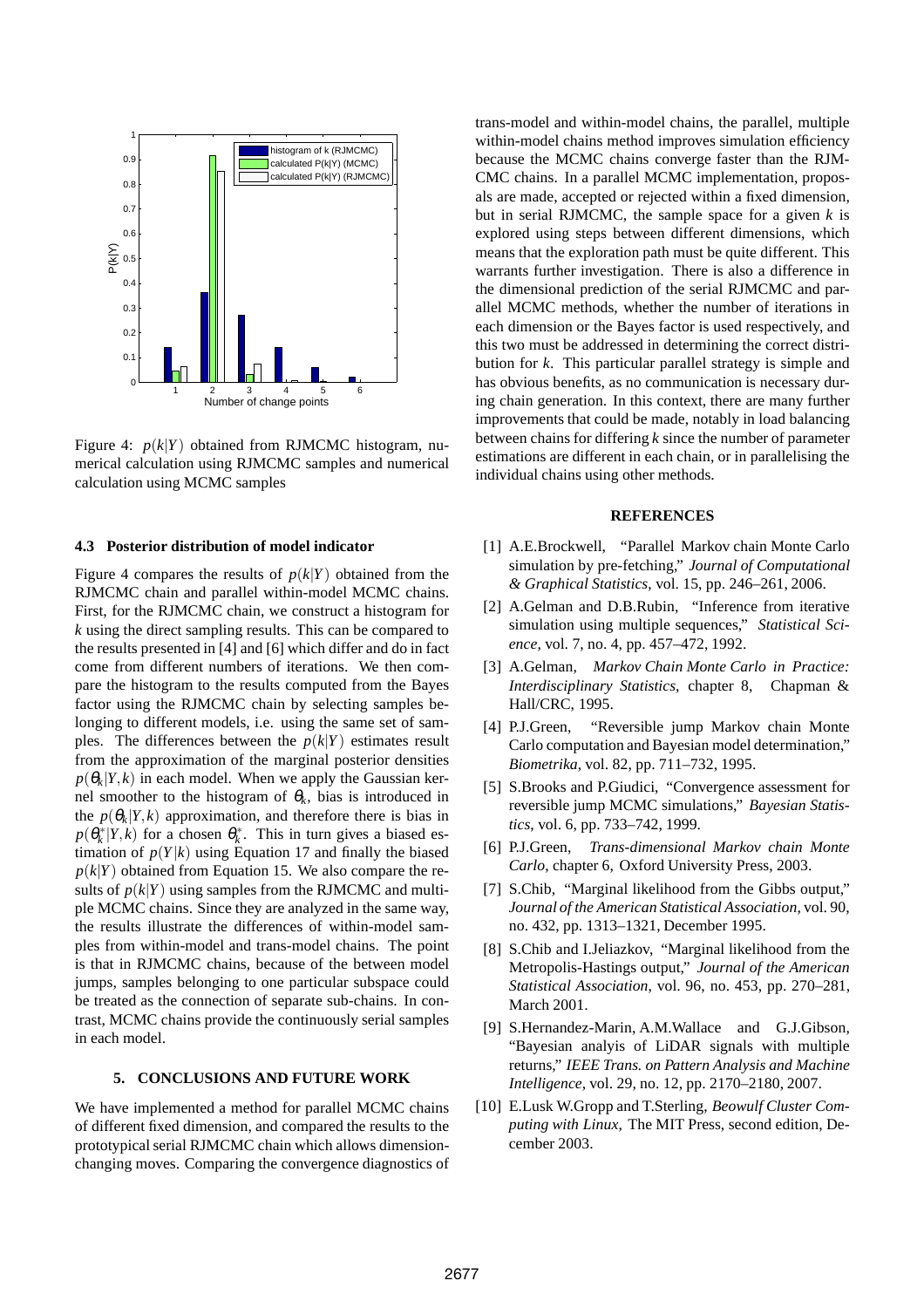1
0.9
0.8
0.7
0.6
0.5
0.4
0.3
0.2
0.1
0
P(k|Y)
1 2 3 4 5 6
Number of change points
histogram of k (RJMCMC)
calculated P(k|Y) (MCMC)
calculated P(k|Y) (RJMCMC)

Figure 4: $p(k|Y)$ obtained from RJMCMC histogram, numerical calculation using RJMCMC samples and numerical calculation using MCMC samples

### 4.3 Posterior distribution of model indicator

Figure 4 compares the results of $p(k|Y)$ obtained from the RJMCMC chain and parallel within-model MCMC chains. First, for the RJMCMC chain, we construct a histogram for $k$ using the direct sampling results. This can be compared to the results presented in [4] and [6] which differ and do in fact come from different numbers of iterations. We then compare the histogram to the results computed from the Bayes factor using the RJMCMC chain by selecting samples belonging to different models, i.e. using the same set of samples. The differences between the $p(k|Y)$ estimates result from the approximation of the marginal posterior densities $p(\theta_k|Y,k)$ in each model. When we apply the Gaussian kernel smoother to the histogram of $\theta_k$, bias is introduced in the $p(\theta_k|Y,k)$ approximation, and therefore there is bias in $p(\theta_k^*|Y,k)$ for a chosen $\theta_k^*$. This in turn gives a biased estimation of $p(Y|k)$ using Equation 17 and finally the biased $p(k|Y)$ obtained from Equation 15. We also compare the results of $p(k|Y)$ using samples from the RJMCMC and multiple MCMC chains. Since they are analyzed in the same way, the results illustrate the differences of within-model samples from within-model and trans-model chains. The point is that in RJMCMC chains, because of the between model jumps, samples belonging to one particular subspace could be treated as the connection of separate sub-chains. In contrast, MCMC chains provide the continuously serial samples in each model.

## 5. CONCLUSIONS AND FUTURE WORK

We have implemented a method for parallel MCMC chains of different fixed dimension, and compared the results to the prototypical serial RJMCMC chain which allows dimension-changing moves. Comparing the convergence diagnostics of trans-model and within-model chains, the parallel, multiple within-model chains method improves simulation efficiency because the MCMC chains converge faster than the RJMCMC chains. In a parallel MCMC implementation, proposals are made, accepted or rejected within a fixed dimension, but in serial RJMCMC, the sample space for a given $k$ is explored using steps between different dimensions, which means that the exploration path must be quite different. This warrants further investigation. There is also a difference in the dimensional prediction of the serial RJMCMC and parallel MCMC methods, whether the number of iterations in each dimension or the Bayes factor is used respectively, and this two must be addressed in determining the correct distribution for $k$. This particular parallel strategy is simple and has obvious benefits, as no communication is necessary during chain generation. In this context, there are many further improvements that could be made, notably in load balancing between chains for differing $k$ since the number of parameter estimations are different in each chain, or in parallelising the individual chains using other methods.

## REFERENCES

[1] A.E.Brockwell, "Parallel Markov chain Monte Carlo simulation by pre-fetching," *Journal of Computational & Graphical Statistics*, vol. 15, pp. 246–261, 2006.

[2] A.Gelman and D.B.Rubin, "Inference from iterative simulation using multiple sequences," *Statistical Science*, vol. 7, no. 4, pp. 457–472, 1992.

[3] A.Gelman, *Markov Chain Monte Carlo in Practice: Interdisciplinary Statistics*, chapter 8, Chapman & Hall/CRC, 1995.

[4] P.J.Green, "Reversible jump Markov chain Monte Carlo computation and Bayesian model determination," *Biometrika*, vol. 82, pp. 711–732, 1995.

[5] S.Brooks and P.Giudici, "Convergence assessment for reversible jump MCMC simulations," *Bayesian Statistics*, vol. 6, pp. 733–742, 1999.

[6] P.J.Green, *Trans-dimensional Markov chain Monte Carlo*, chapter 6, Oxford University Press, 2003.

[7] S.Chib, "Marginal likelihood from the Gibbs output," *Journal of the American Statistical Association*, vol. 90, no. 432, pp. 1313–1321, December 1995.

[8] S.Chib and I.Jeliazkov, "Marginal likelihood from the Metropolis-Hastings output," *Journal of the American Statistical Association*, vol. 96, no. 453, pp. 270–281, March 2001.

[9] S.Hernandez-Marin, A.M.Wallace and G.J.Gibson, "Bayesian analyis of LiDAR signals with multiple returns," *IEEE Trans. on Pattern Analysis and Machine Intelligence*, vol. 29, no. 12, pp. 2170–2180, 2007.

[10] E.Lusk W.Gropp and T.Sterling, *Beowulf Cluster Computing with Linux*, The MIT Press, second edition, December 2003.